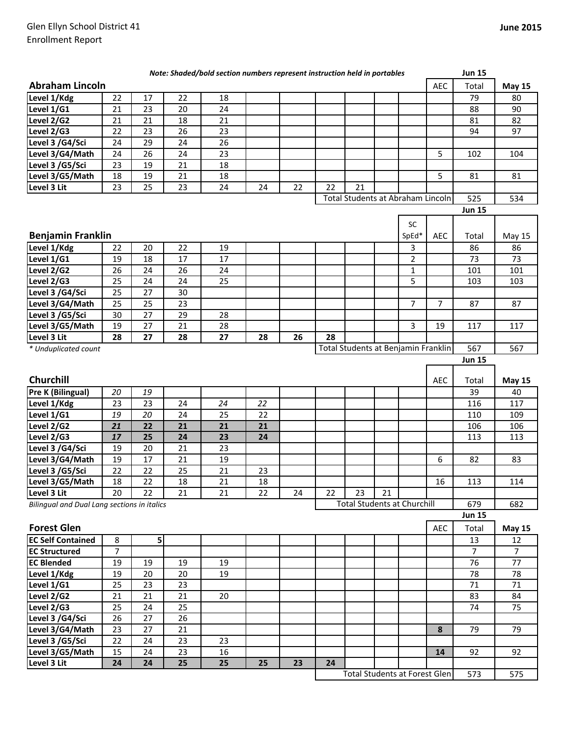Glen Ellyn School District 41
Enrollment Report

**June 2015**

*Note: Shaded/bold section numbers represent instruction held in portables*

## Abraham Lincoln

| | | | | | | | | | | | AEC | Jun 15 Total | May 15 |
|---|---|---|---|---|---|---|---|---|---|---|---|---|---|
| Level 1/Kdg | 22 | 17 | 22 | 18 | | | | | | | | 79 | 80 |
| Level 1/G1 | 21 | 23 | 20 | 24 | | | | | | | | 88 | 90 |
| Level 2/G2 | 21 | 21 | 18 | 21 | | | | | | | | 81 | 82 |
| Level 2/G3 | 22 | 23 | 26 | 23 | | | | | | | | 94 | 97 |
| Level 3 /G4/Sci | 24 | 29 | 24 | 26 | | | | | | | | | |
| Level 3/G4/Math | 24 | 26 | 24 | 23 | | | | | | | 5 | 102 | 104 |
| Level 3 /G5/Sci | 23 | 19 | 21 | 18 | | | | | | | | | |
| Level 3/G5/Math | 18 | 19 | 21 | 18 | | | | | | | 5 | 81 | 81 |
| Level 3 Lit | 23 | 25 | 23 | 24 | 24 | 22 | 22 | 21 | | | | | |
| | | | | | | | Total Students at Abraham Lincoln | | | | | 525 | 534 |

## Benjamin Franklin

| | | | | | | | | | | SC SpEd* | AEC | Jun 15 Total | May 15 |
|---|---|---|---|---|---|---|---|---|---|---|---|---|---|
| Level 1/Kdg | 22 | 20 | 22 | 19 | | | | | | 3 | | 86 | 86 |
| Level 1/G1 | 19 | 18 | 17 | 17 | | | | | | 2 | | 73 | 73 |
| Level 2/G2 | 26 | 24 | 26 | 24 | | | | | | 1 | | 101 | 101 |
| Level 2/G3 | 25 | 24 | 24 | 25 | | | | | | 5 | | 103 | 103 |
| Level 3 /G4/Sci | 25 | 27 | 30 | | | | | | | | | | |
| Level 3/G4/Math | 25 | 25 | 23 | | | | | | | 7 | 7 | 87 | 87 |
| Level 3 /G5/Sci | 30 | 27 | 29 | 28 | | | | | | | | | |
| Level 3/G5/Math | 19 | 27 | 21 | 28 | | | | | | 3 | 19 | 117 | 117 |
| Level 3 Lit | **28** | **27** | **28** | **27** | **28** | **26** | **28** | | | | | | |
| | | | | | | | Total Students at Benjamin Franklin | | | | | 567 | 567 |

*\* Unduplicated count*

## Churchill

| | | | | | | | | | | | AEC | Jun 15 Total | May 15 |
|---|---|---|---|---|---|---|---|---|---|---|---|---|---|
| Pre K (Bilingual) | *20* | *19* | | | | | | | | | | 39 | 40 |
| Level 1/Kdg | 23 | 23 | 24 | *24* | *22* | | | | | | | 116 | 117 |
| Level 1/G1 | *19* | *20* | 24 | 25 | 22 | | | | | | | 110 | 109 |
| Level 2/G2 | ***21*** | **22** | **21** | **21** | **21** | | | | | | | 106 | 106 |
| Level 2/G3 | ***17*** | **25** | **24** | **23** | **24** | | | | | | | 113 | 113 |
| Level 3 /G4/Sci | 19 | 20 | 21 | 23 | | | | | | | | | |
| Level 3/G4/Math | 19 | 17 | 21 | 19 | | | | | | | 6 | 82 | 83 |
| Level 3 /G5/Sci | 22 | 22 | 25 | 21 | 23 | | | | | | | | |
| Level 3/G5/Math | 18 | 22 | 18 | 21 | 18 | | | | | | 16 | 113 | 114 |
| Level 3 Lit | 20 | 22 | 21 | 21 | 22 | 24 | 22 | 23 | 21 | | | | |
| | | | | | | | Total Students at Churchill | | | | | 679 | 682 |

*Bilingual and Dual Lang sections in italics*

## Forest Glen

| | | | | | | | | | | | AEC | Jun 15 Total | May 15 |
|---|---|---|---|---|---|---|---|---|---|---|---|---|---|
| EC Self Contained | 8 | 5 | | | | | | | | | | 13 | 12 |
| EC Structured | 7 | | | | | | | | | | | 7 | 7 |
| EC Blended | 19 | 19 | 19 | 19 | | | | | | | | 76 | 77 |
| Level 1/Kdg | 19 | 20 | 20 | 19 | | | | | | | | 78 | 78 |
| Level 1/G1 | 25 | 23 | 23 | | | | | | | | | 71 | 71 |
| Level 2/G2 | 21 | 21 | 21 | 20 | | | | | | | | 83 | 84 |
| Level 2/G3 | 25 | 24 | 25 | | | | | | | | | 74 | 75 |
| Level 3 /G4/Sci | 26 | 27 | 26 | | | | | | | | | | |
| Level 3/G4/Math | 23 | 27 | 21 | | | | | | | | **8** | 79 | 79 |
| Level 3 /G5/Sci | 22 | 24 | 23 | 23 | | | | | | | | | |
| Level 3/G5/Math | 15 | 24 | 23 | 16 | | | | | | | **14** | 92 | 92 |
| Level 3 Lit | **24** | **24** | **25** | **25** | **25** | **23** | **24** | | | | | | |
| | | | | | | | Total Students at Forest Glen | | | | | 573 | 575 |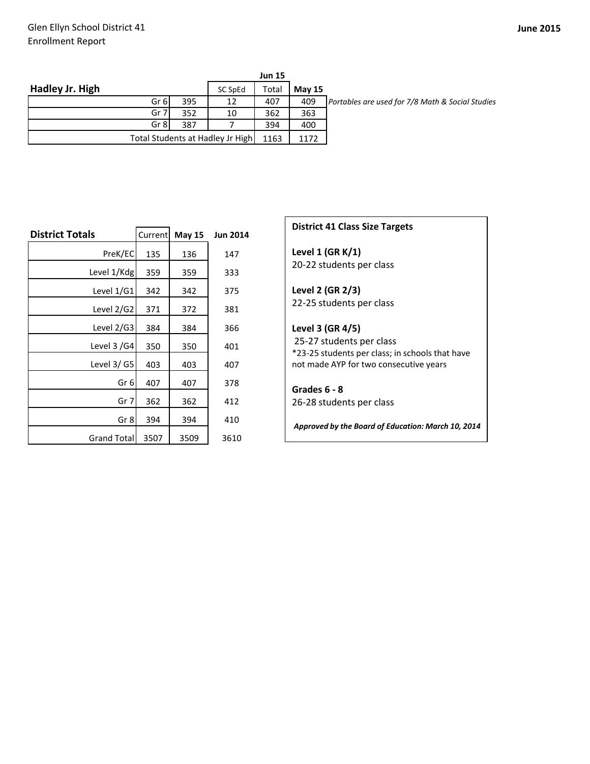Glen Ellyn School District 41
Enrollment Report

**June 2015**

## Hadley Jr. High

| | | SC SpEd | Jun 15 Total | May 15 |
|---|---|---|---|---|
| Gr 6 | 395 | 12 | 407 | 409 |
| Gr 7 | 352 | 10 | 362 | 363 |
| Gr 8 | 387 | 7 | 394 | 400 |
| Total Students at Hadley Jr High | | | 1163 | 1172 |

*Portables are used for 7/8 Math & Social Studies*

## District Totals

| District Totals | Current | May 15 | Jun 2014 |
|---|---|---|---|
| PreK/EC | 135 | 136 | 147 |
| Level 1/Kdg | 359 | 359 | 333 |
| Level 1/G1 | 342 | 342 | 375 |
| Level 2/G2 | 371 | 372 | 381 |
| Level 2/G3 | 384 | 384 | 366 |
| Level 3 /G4 | 350 | 350 | 401 |
| Level 3/ G5 | 403 | 403 | 407 |
| Gr 6 | 407 | 407 | 378 |
| Gr 7 | 362 | 362 | 412 |
| Gr 8 | 394 | 394 | 410 |
| Grand Total | 3507 | 3509 | 3610 |

**District 41 Class Size Targets**

**Level 1 (GR K/1)**
20-22 students per class

**Level 2 (GR 2/3)**
22-25 students per class

**Level 3 (GR 4/5)**
25-27 students per class
*23-25 students per class; in schools that have not made AYP for two consecutive years

**Grades 6 - 8**
26-28 students per class

***Approved by the Board of Education: March 10, 2014***